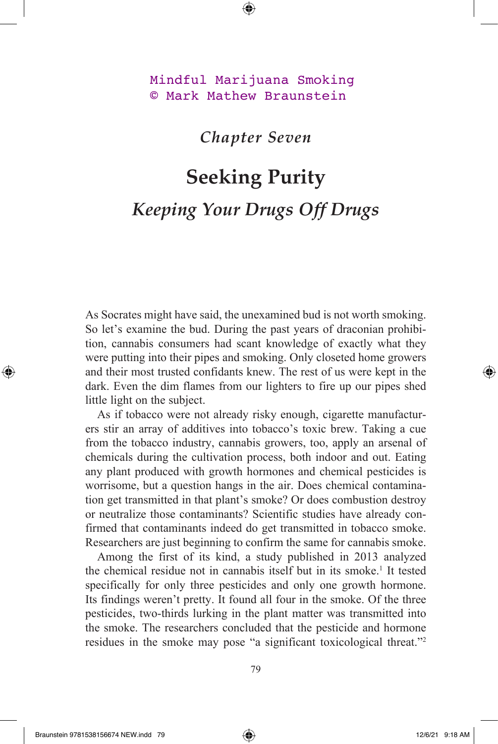Mindful Marijuana Smoking
© Mark Mathew Braunstein

*Chapter Seven*

# Seeking Purity

## *Keeping Your Drugs Off Drugs*

As Socrates might have said, the unexamined bud is not worth smoking. So let's examine the bud. During the past years of draconian prohibition, cannabis consumers had scant knowledge of exactly what they were putting into their pipes and smoking. Only closeted home growers and their most trusted confidants knew. The rest of us were kept in the dark. Even the dim flames from our lighters to fire up our pipes shed little light on the subject.

As if tobacco were not already risky enough, cigarette manufacturers stir an array of additives into tobacco's toxic brew. Taking a cue from the tobacco industry, cannabis growers, too, apply an arsenal of chemicals during the cultivation process, both indoor and out. Eating any plant produced with growth hormones and chemical pesticides is worrisome, but a question hangs in the air. Does chemical contamination get transmitted in that plant's smoke? Or does combustion destroy or neutralize those contaminants? Scientific studies have already confirmed that contaminants indeed do get transmitted in tobacco smoke. Researchers are just beginning to confirm the same for cannabis smoke.

Among the first of its kind, a study published in 2013 analyzed the chemical residue not in cannabis itself but in its smoke.[1] It tested specifically for only three pesticides and only one growth hormone. Its findings weren't pretty. It found all four in the smoke. Of the three pesticides, two-thirds lurking in the plant matter was transmitted into the smoke. The researchers concluded that the pesticide and hormone residues in the smoke may pose "a significant toxicological threat."[2]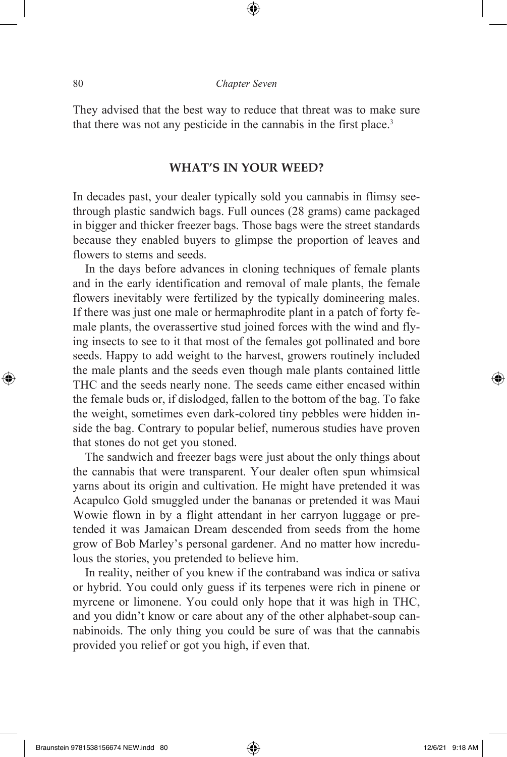They advised that the best way to reduce that threat was to make sure that there was not any pesticide in the cannabis in the first place.[3]

## WHAT'S IN YOUR WEED?

In decades past, your dealer typically sold you cannabis in flimsy see-through plastic sandwich bags. Full ounces (28 grams) came packaged in bigger and thicker freezer bags. Those bags were the street standards because they enabled buyers to glimpse the proportion of leaves and flowers to stems and seeds.

In the days before advances in cloning techniques of female plants and in the early identification and removal of male plants, the female flowers inevitably were fertilized by the typically domineering males. If there was just one male or hermaphrodite plant in a patch of forty female plants, the overassertive stud joined forces with the wind and flying insects to see to it that most of the females got pollinated and bore seeds. Happy to add weight to the harvest, growers routinely included the male plants and the seeds even though male plants contained little THC and the seeds nearly none. The seeds came either encased within the female buds or, if dislodged, fallen to the bottom of the bag. To fake the weight, sometimes even dark-colored tiny pebbles were hidden inside the bag. Contrary to popular belief, numerous studies have proven that stones do not get you stoned.

The sandwich and freezer bags were just about the only things about the cannabis that were transparent. Your dealer often spun whimsical yarns about its origin and cultivation. He might have pretended it was Acapulco Gold smuggled under the bananas or pretended it was Maui Wowie flown in by a flight attendant in her carryon luggage or pretended it was Jamaican Dream descended from seeds from the home grow of Bob Marley's personal gardener. And no matter how incredulous the stories, you pretended to believe him.

In reality, neither of you knew if the contraband was indica or sativa or hybrid. You could only guess if its terpenes were rich in pinene or myrcene or limonene. You could only hope that it was high in THC, and you didn't know or care about any of the other alphabet-soup cannabinoids. The only thing you could be sure of was that the cannabis provided you relief or got you high, if even that.